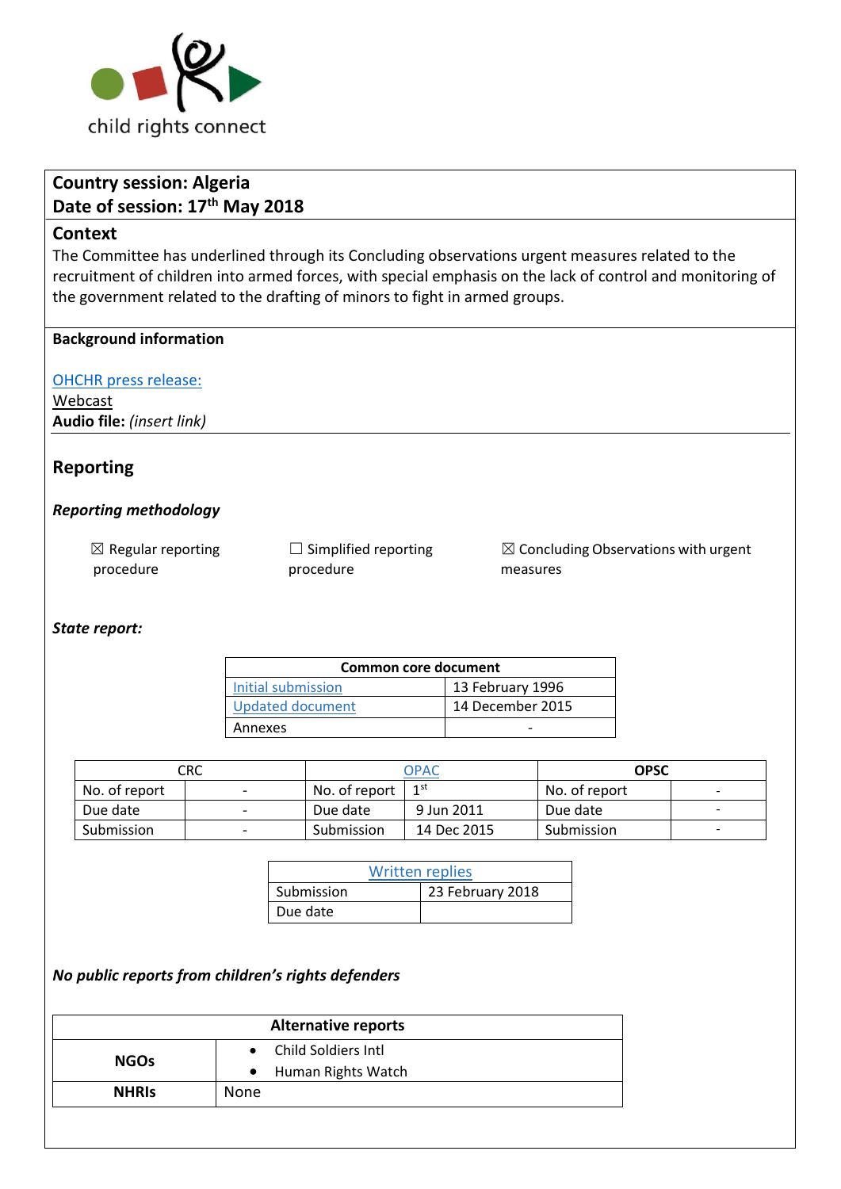child rights connect

**Country session: Algeria**
**Date of session: 17th May 2018**

**Context**

The Committee has underlined through its Concluding observations urgent measures related to the recruitment of children into armed forces, with special emphasis on the lack of control and monitoring of the government related to the drafting of minors to fight in armed groups.

**Background information**

OHCHR press release:
Webcast
**Audio file:** *(insert link)*

## Reporting

### *Reporting methodology*

☒ Regular reporting procedure

☐ Simplified reporting procedure

☒ Concluding Observations with urgent measures

### *State report:*

| Common core document | |
|---|---|
| Initial submission | 13 February 1996 |
| Updated document | 14 December 2015 |
| Annexes | - |

| CRC | | OPAC | | OPSC | |
|---|---|---|---|---|---|
| No. of report | - | No. of report | 1st | No. of report | - |
| Due date | - | Due date | 9 Jun 2011 | Due date | - |
| Submission | - | Submission | 14 Dec 2015 | Submission | - |

| Written replies | |
|---|---|
| Submission | 23 February 2018 |
| Due date | |

***No public reports from children's rights defenders***

| Alternative reports | |
|---|---|
| **NGOs** | • Child Soldiers Intl<br>• Human Rights Watch |
| **NHRIs** | None |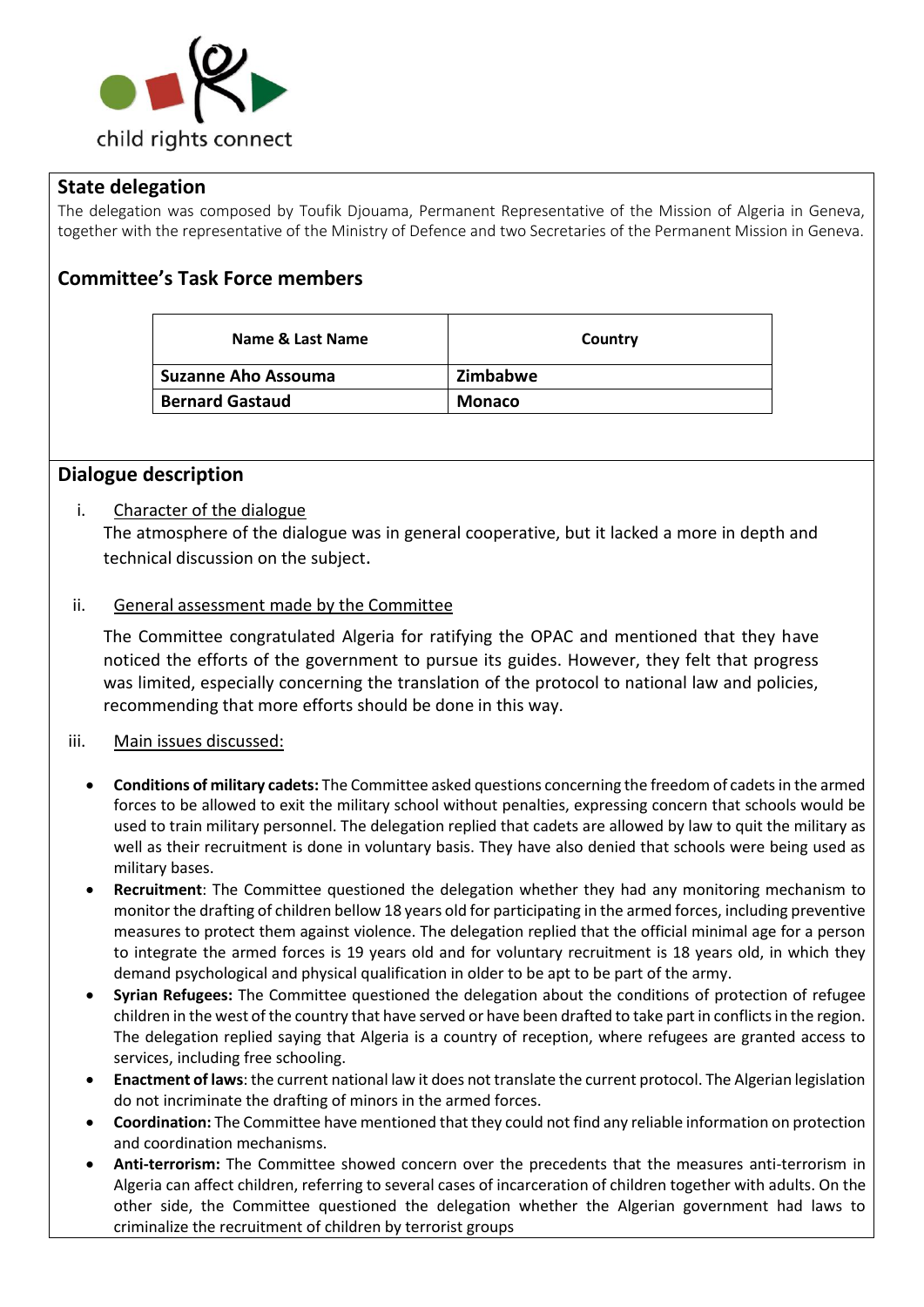child rights connect

## State delegation

The delegation was composed by Toufik Djouama, Permanent Representative of the Mission of Algeria in Geneva, together with the representative of the Ministry of Defence and two Secretaries of the Permanent Mission in Geneva.

## Committee's Task Force members

| Name & Last Name | Country |
|---|---|
| **Suzanne Aho Assouma** | **Zimbabwe** |
| **Bernard Gastaud** | **Monaco** |

## Dialogue description

i. Character of the dialogue

The atmosphere of the dialogue was in general cooperative, but it lacked a more in depth and technical discussion on the subject.

ii. General assessment made by the Committee

The Committee congratulated Algeria for ratifying the OPAC and mentioned that they have noticed the efforts of the government to pursue its guides. However, they felt that progress was limited, especially concerning the translation of the protocol to national law and policies, recommending that more efforts should be done in this way.

iii. Main issues discussed:

- **Conditions of military cadets:** The Committee asked questions concerning the freedom of cadets in the armed forces to be allowed to exit the military school without penalties, expressing concern that schools would be used to train military personnel. The delegation replied that cadets are allowed by law to quit the military as well as their recruitment is done in voluntary basis. They have also denied that schools were being used as military bases.
- **Recruitment**: The Committee questioned the delegation whether they had any monitoring mechanism to monitor the drafting of children bellow 18 years old for participating in the armed forces, including preventive measures to protect them against violence. The delegation replied that the official minimal age for a person to integrate the armed forces is 19 years old and for voluntary recruitment is 18 years old, in which they demand psychological and physical qualification in older to be apt to be part of the army.
- **Syrian Refugees:** The Committee questioned the delegation about the conditions of protection of refugee children in the west of the country that have served or have been drafted to take part in conflicts in the region. The delegation replied saying that Algeria is a country of reception, where refugees are granted access to services, including free schooling.
- **Enactment of laws**: the current national law it does not translate the current protocol. The Algerian legislation do not incriminate the drafting of minors in the armed forces.
- **Coordination:** The Committee have mentioned that they could not find any reliable information on protection and coordination mechanisms.
- **Anti-terrorism:** The Committee showed concern over the precedents that the measures anti-terrorism in Algeria can affect children, referring to several cases of incarceration of children together with adults. On the other side, the Committee questioned the delegation whether the Algerian government had laws to criminalize the recruitment of children by terrorist groups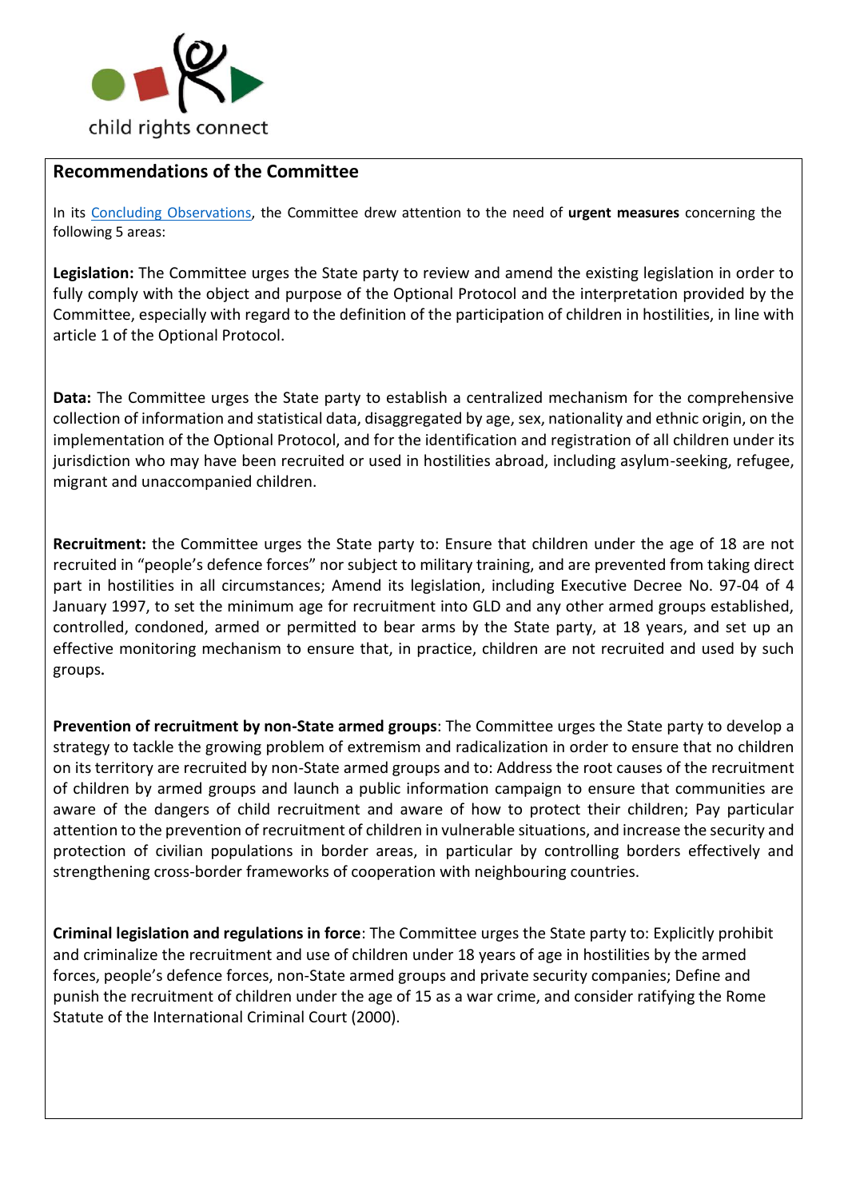## Recommendations of the Committee

In its [Concluding Observations](), the Committee drew attention to the need of **urgent measures** concerning the following 5 areas:

**Legislation:** The Committee urges the State party to review and amend the existing legislation in order to fully comply with the object and purpose of the Optional Protocol and the interpretation provided by the Committee, especially with regard to the definition of the participation of children in hostilities, in line with article 1 of the Optional Protocol.

**Data:** The Committee urges the State party to establish a centralized mechanism for the comprehensive collection of information and statistical data, disaggregated by age, sex, nationality and ethnic origin, on the implementation of the Optional Protocol, and for the identification and registration of all children under its jurisdiction who may have been recruited or used in hostilities abroad, including asylum-seeking, refugee, migrant and unaccompanied children.

**Recruitment:** the Committee urges the State party to: Ensure that children under the age of 18 are not recruited in "people's defence forces" nor subject to military training, and are prevented from taking direct part in hostilities in all circumstances; Amend its legislation, including Executive Decree No. 97-04 of 4 January 1997, to set the minimum age for recruitment into GLD and any other armed groups established, controlled, condoned, armed or permitted to bear arms by the State party, at 18 years, and set up an effective monitoring mechanism to ensure that, in practice, children are not recruited and used by such groups**.**

**Prevention of recruitment by non-State armed groups**: The Committee urges the State party to develop a strategy to tackle the growing problem of extremism and radicalization in order to ensure that no children on its territory are recruited by non-State armed groups and to: Address the root causes of the recruitment of children by armed groups and launch a public information campaign to ensure that communities are aware of the dangers of child recruitment and aware of how to protect their children; Pay particular attention to the prevention of recruitment of children in vulnerable situations, and increase the security and protection of civilian populations in border areas, in particular by controlling borders effectively and strengthening cross-border frameworks of cooperation with neighbouring countries.

**Criminal legislation and regulations in force**: The Committee urges the State party to: Explicitly prohibit and criminalize the recruitment and use of children under 18 years of age in hostilities by the armed forces, people's defence forces, non-State armed groups and private security companies; Define and punish the recruitment of children under the age of 15 as a war crime, and consider ratifying the Rome Statute of the International Criminal Court (2000).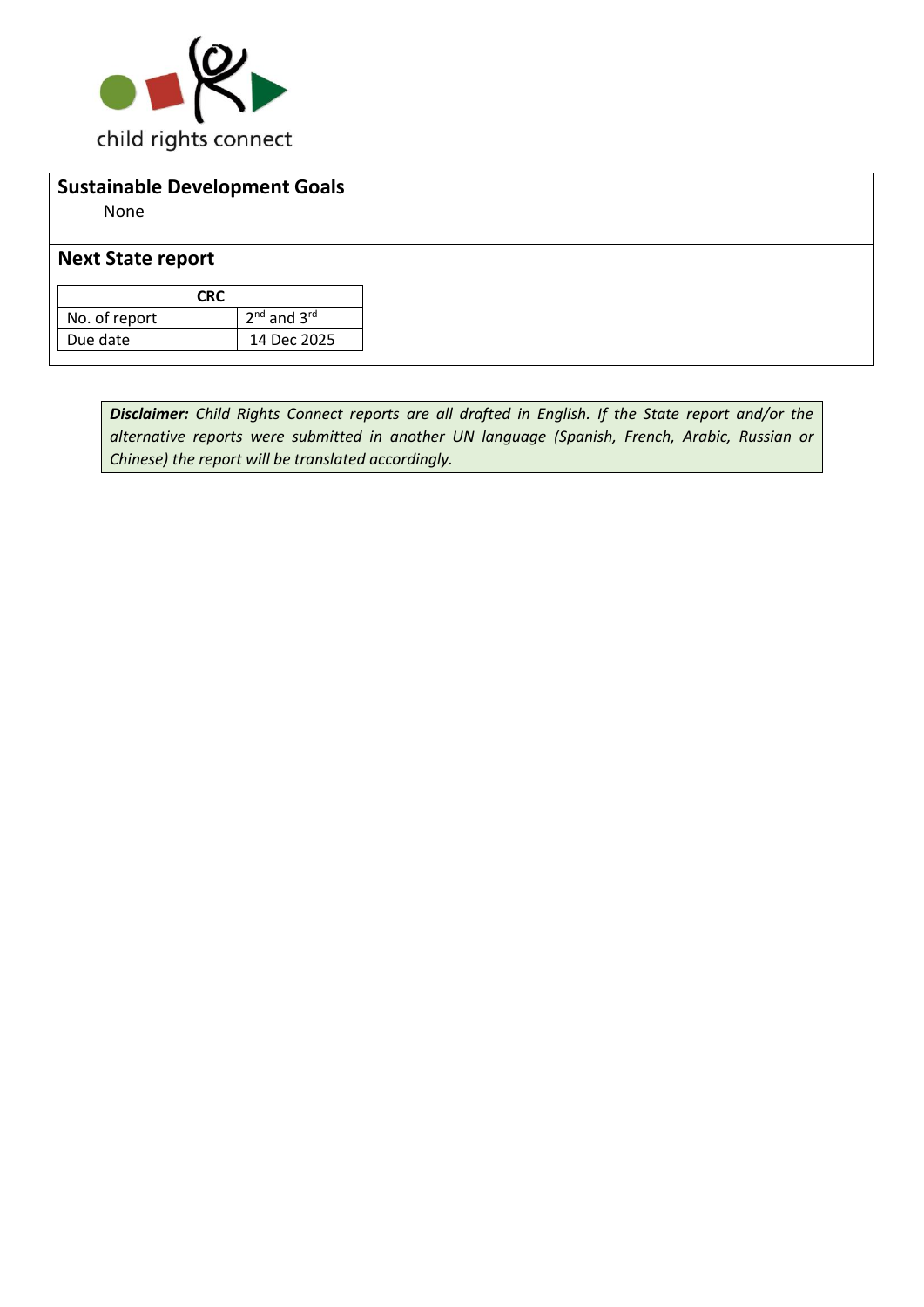## Sustainable Development Goals

None

## Next State report

| CRC | |
|---|---|
| No. of report | 2nd and 3rd |
| Due date | 14 Dec 2025 |

***Disclaimer:*** *Child Rights Connect reports are all drafted in English. If the State report and/or the alternative reports were submitted in another UN language (Spanish, French, Arabic, Russian or Chinese) the report will be translated accordingly.*